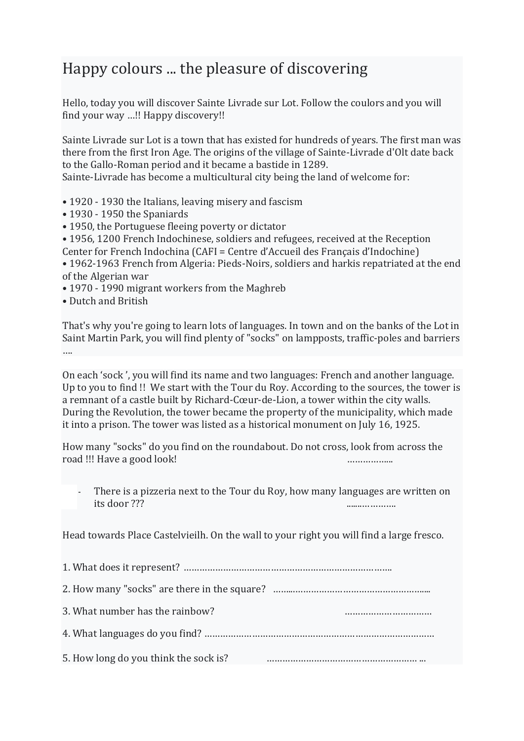# Happy colours ... the pleasure of discovering

Hello, today you will discover Sainte Livrade sur Lot. Follow the coulors and you will find your way …!! Happy discovery!!

Sainte Livrade sur Lot is a town that has existed for hundreds of years. The first man was there from the first Iron Age. The origins of the village of Sainte-Livrade d'Olt date back to the Gallo-Roman period and it became a bastide in 1289.
Sainte-Livrade has become a multicultural city being the land of welcome for:

- 1920 - 1930 the Italians, leaving misery and fascism
- 1930 - 1950 the Spaniards
- 1950, the Portuguese fleeing poverty or dictator
- 1956, 1200 French Indochinese, soldiers and refugees, received at the Reception Center for French Indochina (CAFI = Centre d'Accueil des Français d'Indochine)
- 1962-1963 French from Algeria: Pieds-Noirs, soldiers and harkis repatriated at the end of the Algerian war
- 1970 - 1990 migrant workers from the Maghreb
- Dutch and British

That's why you're going to learn lots of languages. In town and on the banks of the Lot in Saint Martin Park, you will find plenty of "socks" on lampposts, traffic-poles and barriers ….

On each 'sock ', you will find its name and two languages: French and another language. Up to you to find !! We start with the Tour du Roy. According to the sources, the tower is a remnant of a castle built by Richard-Cœur-de-Lion, a tower within the city walls. During the Revolution, the tower became the property of the municipality, which made it into a prison. The tower was listed as a historical monument on July 16, 1925.

How many "socks" do you find on the roundabout. Do not cross, look from across the road !!! Have a good look! ……………..

- There is a pizzeria next to the Tour du Roy, how many languages are written on its door ??? ......…………..

Head towards Place Castelvieilh. On the wall to your right you will find a large fresco.

1. What does it represent? ……………………………………………………………………..
2. How many "socks" are there in the square? ……..……………………………………………..
3. What number has the rainbow? ……………………………
4. What languages do you find? ………………………………………………………………………….
5. How long do you think the sock is? ………………………………………………… ...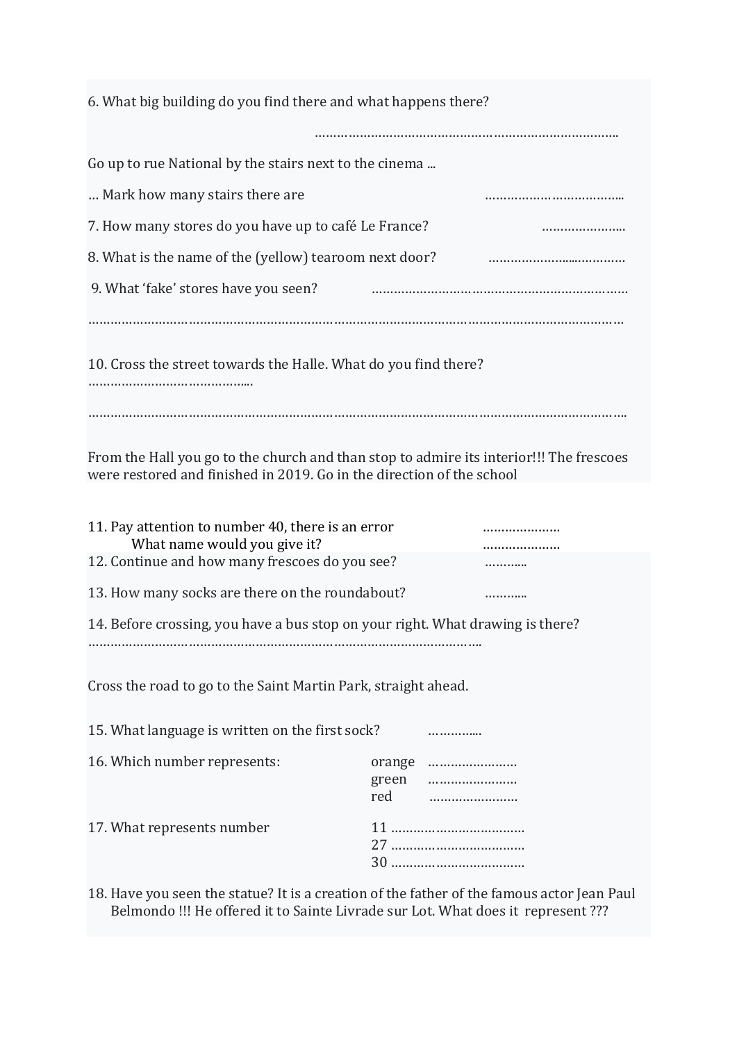6. What big building do you find there and what happens there?

……………………………………………………………………….

Go up to rue National by the stairs next to the cinema ...

… Mark how many stairs there are ………………………………..

7. How many stores do you have up to café Le France? …………………..

8. What is the name of the (yellow) tearoom next door? …………………...…………

9. What 'fake' stores have you seen? ………………………………………………………….

……………………………………………………………………………………………………………………………

10. Cross the street towards the Halle. What do you find there? ……………………………….....

……………………………………………………………………………………………………………………………..

From the Hall you go to the church and than stop to admire its interior!!! The frescoes were restored and finished in 2019. Go in the direction of the school

11. Pay attention to number 40, there is an error …………………
What name would you give it? …………………

12. Continue and how many frescoes do you see? ………..

13. How many socks are there on the roundabout? ………..

14. Before crossing, you have a bus stop on your right. What drawing is there? …………………………………………………………………………………………..

Cross the road to go to the Saint Martin Park, straight ahead.

15. What language is written on the first sock? …………...

16. Which number represents:
orange ……………………
green ……………………
red ……………………

17. What represents number
11 ………………………………
27 ………………………………
30 ………………………………

18. Have you seen the statue? It is a creation of the father of the famous actor Jean Paul Belmondo !!! He offered it to Sainte Livrade sur Lot. What does it represent ???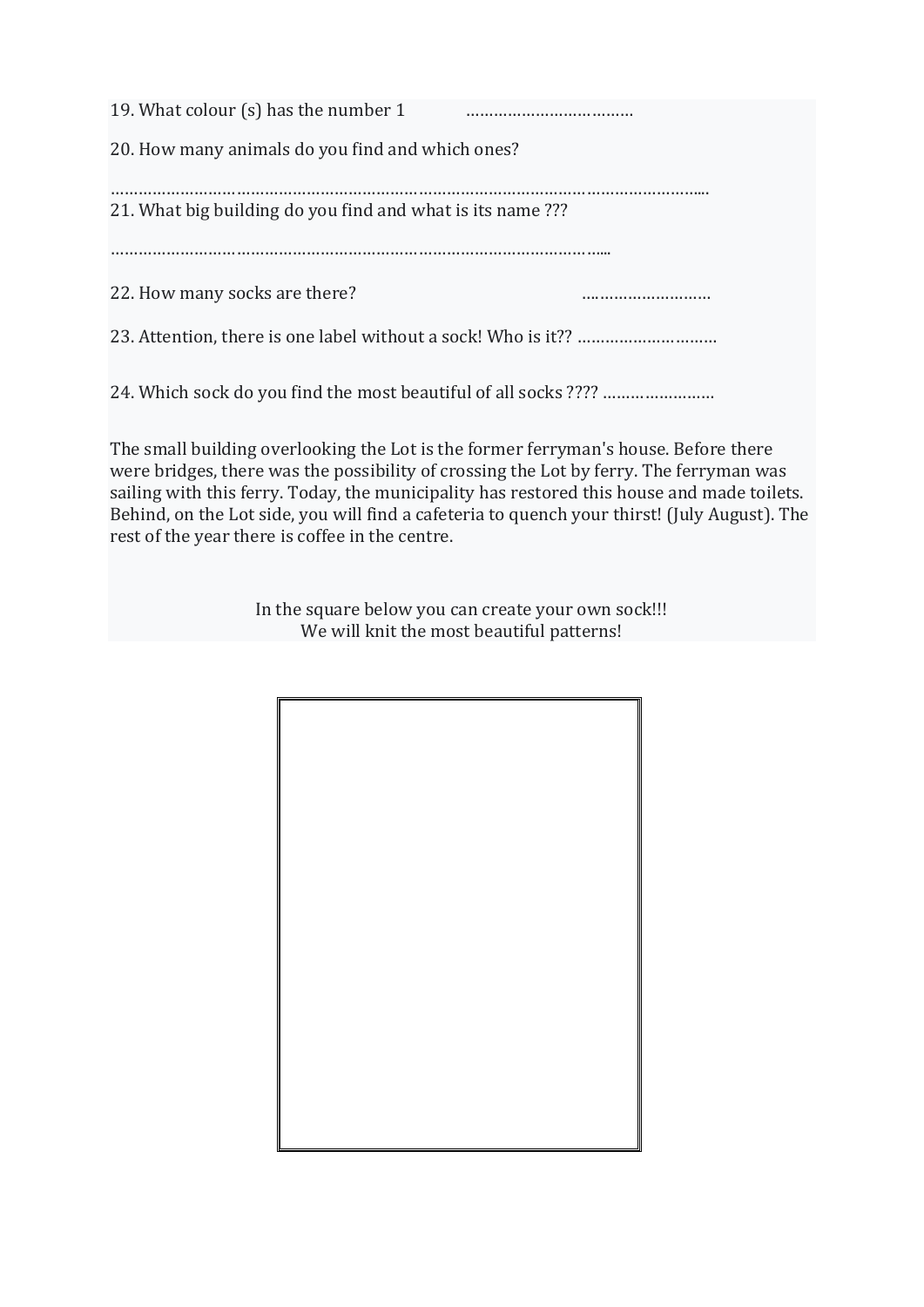19. What colour (s) has the number 1 ………………………………

20. How many animals do you find and which ones?

……………………………………………………………………………………………………………………...

21. What big building do you find and what is its name ???

………………………………………………………………………………………………….....

22. How many socks are there? ……………………….

23. Attention, there is one label without a sock! Who is it?? ……………………….

24. Which sock do you find the most beautiful of all socks ???? ……………………

The small building overlooking the Lot is the former ferryman's house. Before there were bridges, there was the possibility of crossing the Lot by ferry. The ferryman was sailing with this ferry. Today, the municipality has restored this house and made toilets. Behind, on the Lot side, you will find a cafeteria to quench your thirst! (July August). The rest of the year there is coffee in the centre.

In the square below you can create your own sock!!!
We will knit the most beautiful patterns!